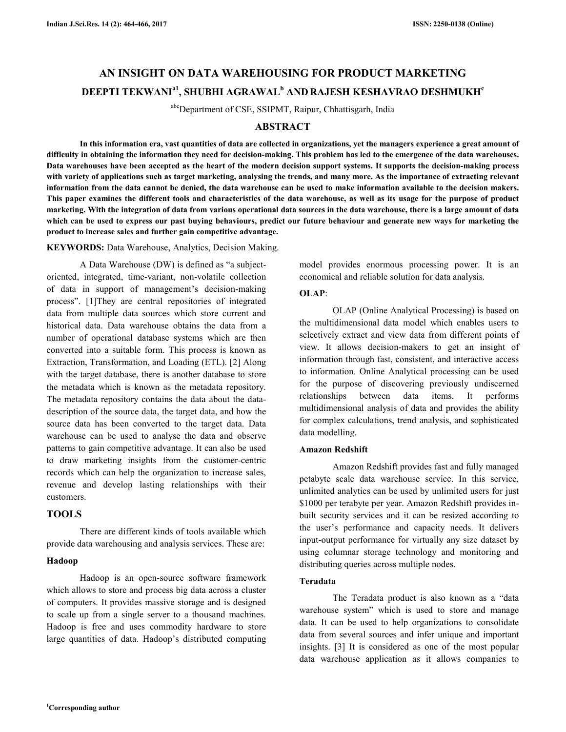# AN INSIGHT ON DATA WAREHOUSING FOR PRODUCT MARKETING

**DEEPTI TEKWANI[a1], SHUBHI AGRAWAL[b] AND RAJESH KESHAVRAO DESHMUKH[c]**

[abc]Department of CSE, SSIPMT, Raipur, Chhattisgarh, India

## ABSTRACT

**In this information era, vast quantities of data are collected in organizations, yet the managers experience a great amount of difficulty in obtaining the information they need for decision-making. This problem has led to the emergence of the data warehouses. Data warehouses have been accepted as the heart of the modern decision support systems. It supports the decision-making process with variety of applications such as target marketing, analysing the trends, and many more. As the importance of extracting relevant information from the data cannot be denied, the data warehouse can be used to make information available to the decision makers. This paper examines the different tools and characteristics of the data warehouse, as well as its usage for the purpose of product marketing. With the integration of data from various operational data sources in the data warehouse, there is a large amount of data which can be used to express our past buying behaviours, predict our future behaviour and generate new ways for marketing the product to increase sales and further gain competitive advantage.**

**KEYWORDS:** Data Warehouse, Analytics, Decision Making.

A Data Warehouse (DW) is defined as "a subject-oriented, integrated, time-variant, non-volatile collection of data in support of management's decision-making process". [1]They are central repositories of integrated data from multiple data sources which store current and historical data. Data warehouse obtains the data from a number of operational database systems which are then converted into a suitable form. This process is known as Extraction, Transformation, and Loading (ETL). [2] Along with the target database, there is another database to store the metadata which is known as the metadata repository. The metadata repository contains the data about the data-description of the source data, the target data, and how the source data has been converted to the target data. Data warehouse can be used to analyse the data and observe patterns to gain competitive advantage. It can also be used to draw marketing insights from the customer-centric records which can help the organization to increase sales, revenue and develop lasting relationships with their customers.

## TOOLS

There are different kinds of tools available which provide data warehousing and analysis services. These are:

### Hadoop

Hadoop is an open-source software framework which allows to store and process big data across a cluster of computers. It provides massive storage and is designed to scale up from a single server to a thousand machines. Hadoop is free and uses commodity hardware to store large quantities of data. Hadoop's distributed computing model provides enormous processing power. It is an economical and reliable solution for data analysis.

### OLAP:

OLAP (Online Analytical Processing) is based on the multidimensional data model which enables users to selectively extract and view data from different points of view. It allows decision-makers to get an insight of information through fast, consistent, and interactive access to information. Online Analytical processing can be used for the purpose of discovering previously undiscerned relationships between data items. It performs multidimensional analysis of data and provides the ability for complex calculations, trend analysis, and sophisticated data modelling.

### Amazon Redshift

Amazon Redshift provides fast and fully managed petabyte scale data warehouse service. In this service, unlimited analytics can be used by unlimited users for just $1000 per terabyte per year. Amazon Redshift provides in-built security services and it can be resized according to the user's performance and capacity needs. It delivers input-output performance for virtually any size dataset by using columnar storage technology and monitoring and distributing queries across multiple nodes.

### Teradata

The Teradata product is also known as a "data warehouse system" which is used to store and manage data. It can be used to help organizations to consolidate data from several sources and infer unique and important insights. [3] It is considered as one of the most popular data warehouse application as it allows companies to

[1]Corresponding author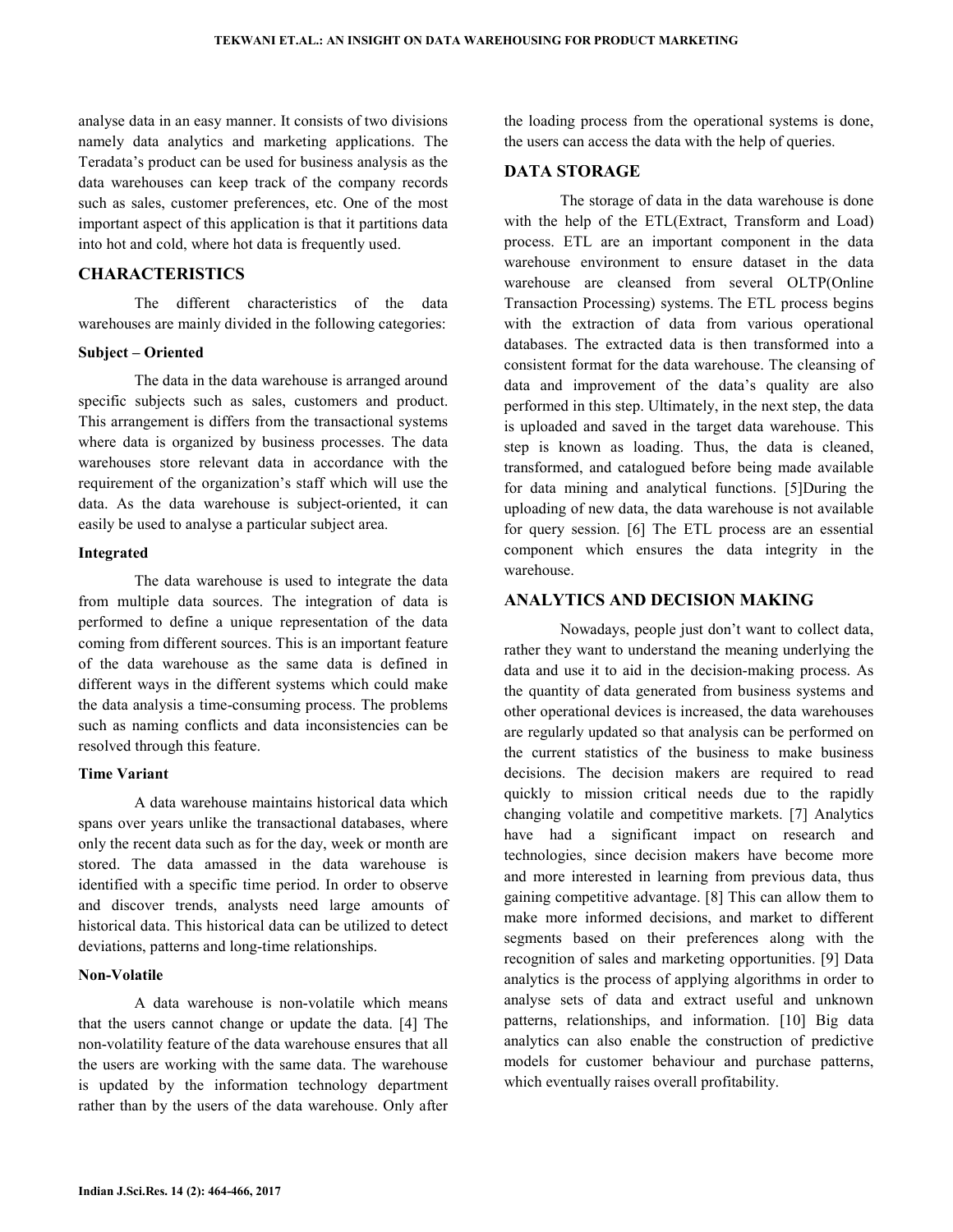analyse data in an easy manner. It consists of two divisions namely data analytics and marketing applications. The Teradata's product can be used for business analysis as the data warehouses can keep track of the company records such as sales, customer preferences, etc. One of the most important aspect of this application is that it partitions data into hot and cold, where hot data is frequently used.

## CHARACTERISTICS

The different characteristics of the data warehouses are mainly divided in the following categories:

### Subject – Oriented

The data in the data warehouse is arranged around specific subjects such as sales, customers and product. This arrangement is differs from the transactional systems where data is organized by business processes. The data warehouses store relevant data in accordance with the requirement of the organization's staff which will use the data. As the data warehouse is subject-oriented, it can easily be used to analyse a particular subject area.

### Integrated

The data warehouse is used to integrate the data from multiple data sources. The integration of data is performed to define a unique representation of the data coming from different sources. This is an important feature of the data warehouse as the same data is defined in different ways in the different systems which could make the data analysis a time-consuming process. The problems such as naming conflicts and data inconsistencies can be resolved through this feature.

### Time Variant

A data warehouse maintains historical data which spans over years unlike the transactional databases, where only the recent data such as for the day, week or month are stored. The data amassed in the data warehouse is identified with a specific time period. In order to observe and discover trends, analysts need large amounts of historical data. This historical data can be utilized to detect deviations, patterns and long-time relationships.

### Non-Volatile

A data warehouse is non-volatile which means that the users cannot change or update the data. [4] The non-volatility feature of the data warehouse ensures that all the users are working with the same data. The warehouse is updated by the information technology department rather than by the users of the data warehouse. Only after the loading process from the operational systems is done, the users can access the data with the help of queries.

## DATA STORAGE

The storage of data in the data warehouse is done with the help of the ETL(Extract, Transform and Load) process. ETL are an important component in the data warehouse environment to ensure dataset in the data warehouse are cleansed from several OLTP(Online Transaction Processing) systems. The ETL process begins with the extraction of data from various operational databases. The extracted data is then transformed into a consistent format for the data warehouse. The cleansing of data and improvement of the data's quality are also performed in this step. Ultimately, in the next step, the data is uploaded and saved in the target data warehouse. This step is known as loading. Thus, the data is cleaned, transformed, and catalogued before being made available for data mining and analytical functions. [5]During the uploading of new data, the data warehouse is not available for query session. [6] The ETL process are an essential component which ensures the data integrity in the warehouse.

## ANALYTICS AND DECISION MAKING

Nowadays, people just don't want to collect data, rather they want to understand the meaning underlying the data and use it to aid in the decision-making process. As the quantity of data generated from business systems and other operational devices is increased, the data warehouses are regularly updated so that analysis can be performed on the current statistics of the business to make business decisions. The decision makers are required to read quickly to mission critical needs due to the rapidly changing volatile and competitive markets. [7] Analytics have had a significant impact on research and technologies, since decision makers have become more and more interested in learning from previous data, thus gaining competitive advantage. [8] This can allow them to make more informed decisions, and market to different segments based on their preferences along with the recognition of sales and marketing opportunities. [9] Data analytics is the process of applying algorithms in order to analyse sets of data and extract useful and unknown patterns, relationships, and information. [10] Big data analytics can also enable the construction of predictive models for customer behaviour and purchase patterns, which eventually raises overall profitability.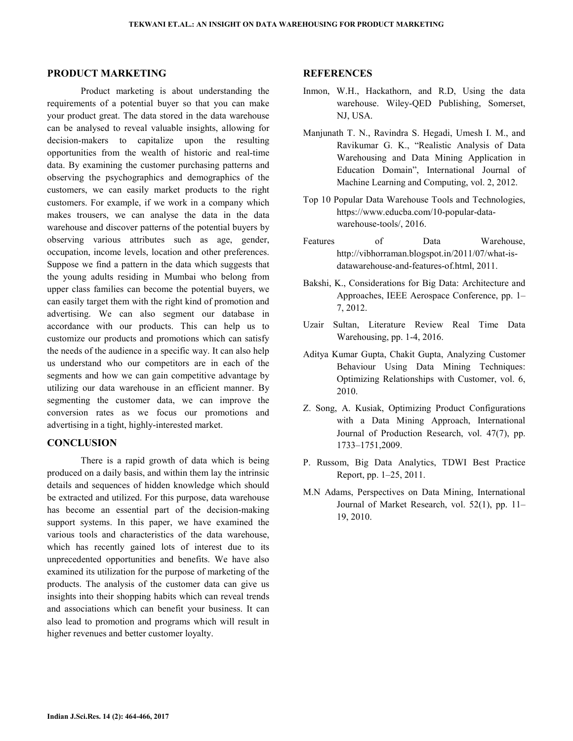## PRODUCT MARKETING

Product marketing is about understanding the requirements of a potential buyer so that you can make your product great. The data stored in the data warehouse can be analysed to reveal valuable insights, allowing for decision-makers to capitalize upon the resulting opportunities from the wealth of historic and real-time data. By examining the customer purchasing patterns and observing the psychographics and demographics of the customers, we can easily market products to the right customers. For example, if we work in a company which makes trousers, we can analyse the data in the data warehouse and discover patterns of the potential buyers by observing various attributes such as age, gender, occupation, income levels, location and other preferences. Suppose we find a pattern in the data which suggests that the young adults residing in Mumbai who belong from upper class families can become the potential buyers, we can easily target them with the right kind of promotion and advertising. We can also segment our database in accordance with our products. This can help us to customize our products and promotions which can satisfy the needs of the audience in a specific way. It can also help us understand who our competitors are in each of the segments and how we can gain competitive advantage by utilizing our data warehouse in an efficient manner. By segmenting the customer data, we can improve the conversion rates as we focus our promotions and advertising in a tight, highly-interested market.

## CONCLUSION

There is a rapid growth of data which is being produced on a daily basis, and within them lay the intrinsic details and sequences of hidden knowledge which should be extracted and utilized. For this purpose, data warehouse has become an essential part of the decision-making support systems. In this paper, we have examined the various tools and characteristics of the data warehouse, which has recently gained lots of interest due to its unprecedented opportunities and benefits. We have also examined its utilization for the purpose of marketing of the products. The analysis of the customer data can give us insights into their shopping habits which can reveal trends and associations which can benefit your business. It can also lead to promotion and programs which will result in higher revenues and better customer loyalty.

## REFERENCES

Inmon, W.H., Hackathorn, and R.D, Using the data warehouse. Wiley-QED Publishing, Somerset, NJ, USA.

Manjunath T. N., Ravindra S. Hegadi, Umesh I. M., and Ravikumar G. K., "Realistic Analysis of Data Warehousing and Data Mining Application in Education Domain", International Journal of Machine Learning and Computing, vol. 2, 2012.

Top 10 Popular Data Warehouse Tools and Technologies, https://www.educba.com/10-popular-data-warehouse-tools/, 2016.

Features of Data Warehouse, http://vibhorraman.blogspot.in/2011/07/what-is-datawarehouse-and-features-of.html, 2011.

Bakshi, K., Considerations for Big Data: Architecture and Approaches, IEEE Aerospace Conference, pp. 1–7, 2012.

Uzair Sultan, Literature Review Real Time Data Warehousing, pp. 1-4, 2016.

Aditya Kumar Gupta, Chakit Gupta, Analyzing Customer Behaviour Using Data Mining Techniques: Optimizing Relationships with Customer, vol. 6, 2010.

Z. Song, A. Kusiak, Optimizing Product Configurations with a Data Mining Approach, International Journal of Production Research, vol. 47(7), pp. 1733–1751,2009.

P. Russom, Big Data Analytics, TDWI Best Practice Report, pp. 1–25, 2011.

M.N Adams, Perspectives on Data Mining, International Journal of Market Research, vol. 52(1), pp. 11–19, 2010.